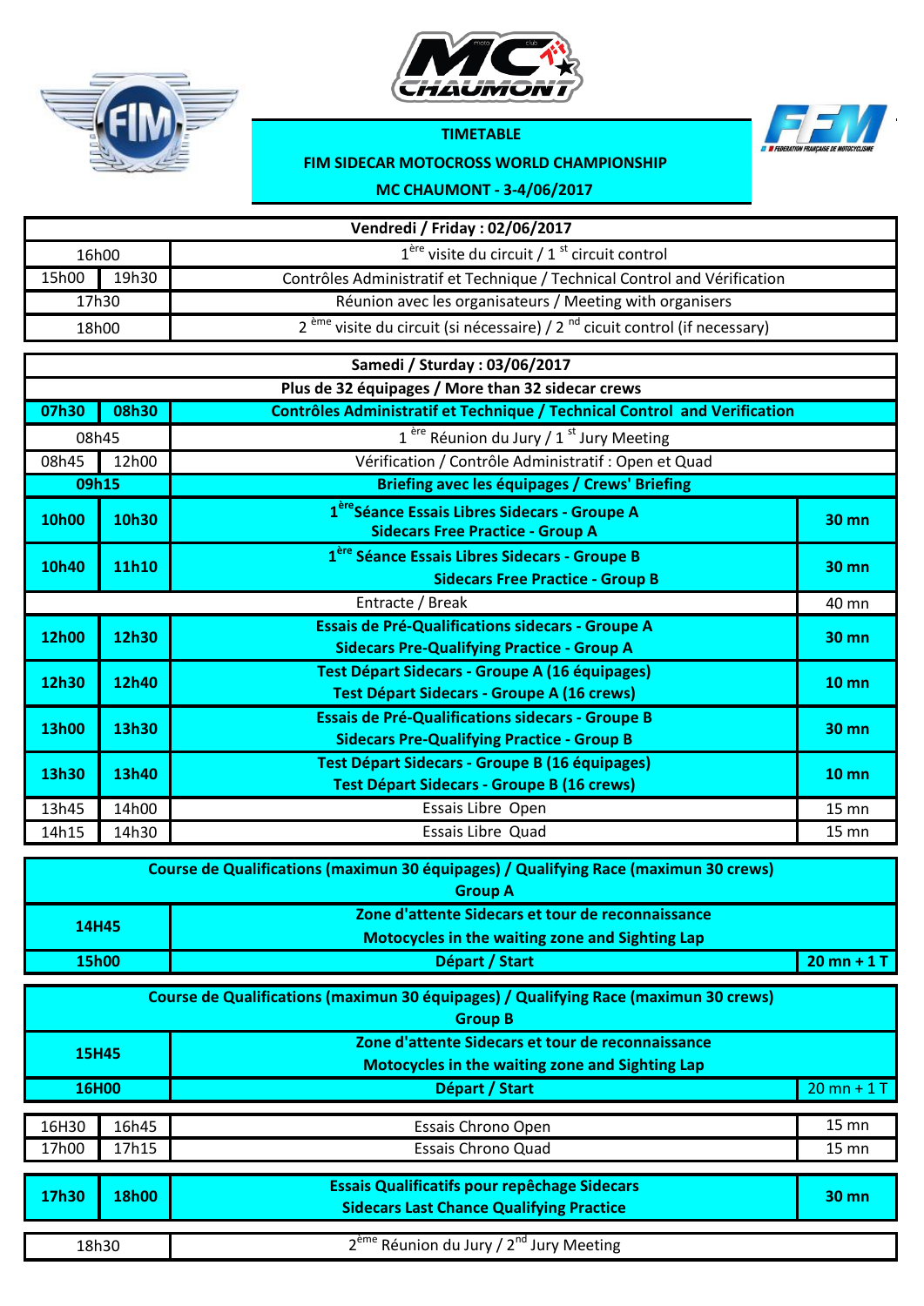**TIMETABLE**

**FIM SIDECAR MOTOCROSS WORLD CHAMPIONSHIP**

**MC CHAUMONT - 3-4/06/2017**

| Vendredi / Friday : 02/06/2017 | | | |
|---|---|---|---|
| 16h00 | | 1ère visite du circuit / 1 st circuit control | |
| 15h00 | 19h30 | Contrôles Administratif et Technique / Technical Control and Vérification | |
| 17h30 | | Réunion avec les organisateurs / Meeting with organisers | |
| 18h00 | | 2 ème visite du circuit (si nécessaire) / 2 nd cicuit control (if necessary) | |

| Samedi / Sturday : 03/06/2017 | | | |
|---|---|---|---|
| **Plus de 32 équipages / More than 32 sidecar crews** | | | |
| **07h30** | **08h30** | **Contrôles Administratif et Technique / Technical Control and Verification** | |
| 08h45 | | 1 ère Réunion du Jury / 1 st Jury Meeting | |
| 08h45 | 12h00 | Vérification / Contrôle Administratif : Open et Quad | |
| **09h15** | | **Briefing avec les équipages / Crews' Briefing** | |
| **10h00** | **10h30** | **1èreSéance Essais Libres Sidecars - Groupe A<br>Sidecars Free Practice - Group A** | **30 mn** |
| **10h40** | **11h10** | **1ère Séance Essais Libres Sidecars - Groupe B<br>Sidecars Free Practice - Group B** | **30 mn** |
| Entracte / Break | | | 40 mn |
| **12h00** | **12h30** | **Essais de Pré-Qualifications sidecars - Groupe A<br>Sidecars Pre-Qualifying Practice - Group A** | **30 mn** |
| **12h30** | **12h40** | **Test Départ Sidecars - Groupe A (16 équipages)<br>Test Départ Sidecars - Groupe A (16 crews)** | **10 mn** |
| **13h00** | **13h30** | **Essais de Pré-Qualifications sidecars - Groupe B<br>Sidecars Pre-Qualifying Practice - Group B** | **30 mn** |
| **13h30** | **13h40** | **Test Départ Sidecars - Groupe B (16 équipages)<br>Test Départ Sidecars - Groupe B (16 crews)** | **10 mn** |
| 13h45 | 14h00 | Essais Libre Open | 15 mn |
| 14h15 | 14h30 | Essais Libre Quad | 15 mn |

| Course de Qualifications (maximun 30 équipages) / Qualifying Race (maximun 30 crews) Group A | | |
|---|---|---|
| **14H45** | **Zone d'attente Sidecars et tour de reconnaissance<br>Motocycles in the waiting zone and Sighting Lap** | |
| **15h00** | **Départ / Start** | **20 mn + 1 T** |

| Course de Qualifications (maximun 30 équipages) / Qualifying Race (maximun 30 crews) Group B | | |
|---|---|---|
| **15H45** | **Zone d'attente Sidecars et tour de reconnaissance<br>Motocycles in the waiting zone and Sighting Lap** | |
| **16H00** | **Départ / Start** | 20 mn + 1 T |

| | | | |
|---|---|---|---|
| 16h30 | 16h45 | Essais Chrono Open | 15 mn |
| 17h00 | 17h15 | Essais Chrono Quad | 15 mn |
| **17h30** | **18h00** | **Essais Qualificatifs pour repêchage Sidecars<br>Sidecars Last Chance Qualifying Practice** | **30 mn** |
| 18h30 | | 2ème Réunion du Jury / 2nd Jury Meeting | |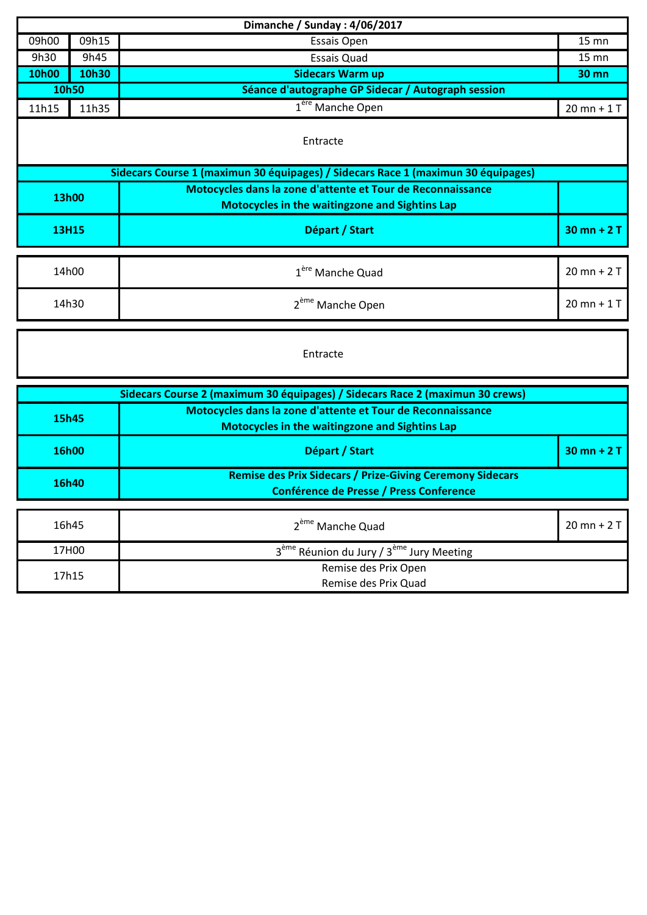| Dimanche / Sunday : 4/06/2017 | | | |
|---|---|---|---|
| 09h00 | 09h15 | Essais Open | 15 mn |
| 9h30 | 9h45 | Essais Quad | 15 mn |
| **10h00** | **10h30** | **Sidecars Warm up** | **30 mn** |
| **10h50** | | **Séance d'autographe GP Sidecar / Autograph session** | |
| 11h15 | 11h35 | 1ère Manche Open | 20 mn + 1 T |
| Entracte | | | |
| **Sidecars Course 1 (maximun 30 équipages) / Sidecars Race 1 (maximun 30 équipages)** | | | |
| **13h00** | | **Motocycles dans la zone d'attente et Tour de Reconnaissance Motocycles in the waitingzone and Sightins Lap** | |
| **13H15** | | **Départ / Start** | **30 mn + 2 T** |
| 14h00 | | 1ère Manche Quad | 20 mn + 2 T |
| 14h30 | | 2ème Manche Open | 20 mn + 1 T |
| Entracte | | | |
| **Sidecars Course 2 (maximum 30 équipages) / Sidecars Race 2 (maximun 30 crews)** | | | |
| **15h45** | | **Motocycles dans la zone d'attente et Tour de Reconnaissance Motocycles in the waitingzone and Sightins Lap** | |
| **16h00** | | **Départ / Start** | **30 mn + 2 T** |
| **16h40** | | **Remise des Prix Sidecars / Prize-Giving Ceremony Sidecars Conférence de Presse / Press Conference** | |
| 16h45 | | 2ème Manche Quad | 20 mn + 2 T |
| 17H00 | | 3ème Réunion du Jury / 3ème Jury Meeting | |
| 17h15 | | Remise des Prix Open Remise des Prix Quad | |